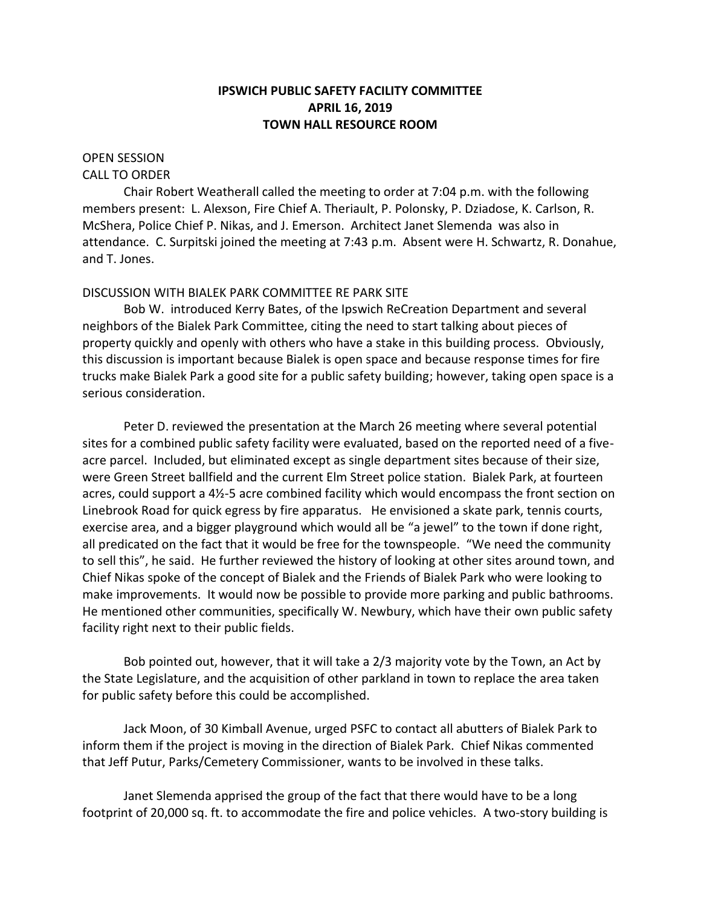# IPSWICH PUBLIC SAFETY FACILITY COMMITTEE
# APRIL 16, 2019
# TOWN HALL RESOURCE ROOM

OPEN SESSION

CALL TO ORDER

Chair Robert Weatherall called the meeting to order at 7:04 p.m. with the following members present: L. Alexson, Fire Chief A. Theriault, P. Polonsky, P. Dziadose, K. Carlson, R. McShera, Police Chief P. Nikas, and J. Emerson. Architect Janet Slemenda was also in attendance. C. Surpitski joined the meeting at 7:43 p.m. Absent were H. Schwartz, R. Donahue, and T. Jones.

DISCUSSION WITH BIALEK PARK COMMITTEE RE PARK SITE

Bob W. introduced Kerry Bates, of the Ipswich ReCreation Department and several neighbors of the Bialek Park Committee, citing the need to start talking about pieces of property quickly and openly with others who have a stake in this building process. Obviously, this discussion is important because Bialek is open space and because response times for fire trucks make Bialek Park a good site for a public safety building; however, taking open space is a serious consideration.

Peter D. reviewed the presentation at the March 26 meeting where several potential sites for a combined public safety facility were evaluated, based on the reported need of a five-acre parcel. Included, but eliminated except as single department sites because of their size, were Green Street ballfield and the current Elm Street police station. Bialek Park, at fourteen acres, could support a 4½-5 acre combined facility which would encompass the front section on Linebrook Road for quick egress by fire apparatus. He envisioned a skate park, tennis courts, exercise area, and a bigger playground which would all be "a jewel" to the town if done right, all predicated on the fact that it would be free for the townspeople. "We need the community to sell this", he said. He further reviewed the history of looking at other sites around town, and Chief Nikas spoke of the concept of Bialek and the Friends of Bialek Park who were looking to make improvements. It would now be possible to provide more parking and public bathrooms. He mentioned other communities, specifically W. Newbury, which have their own public safety facility right next to their public fields.

Bob pointed out, however, that it will take a 2/3 majority vote by the Town, an Act by the State Legislature, and the acquisition of other parkland in town to replace the area taken for public safety before this could be accomplished.

Jack Moon, of 30 Kimball Avenue, urged PSFC to contact all abutters of Bialek Park to inform them if the project is moving in the direction of Bialek Park. Chief Nikas commented that Jeff Putur, Parks/Cemetery Commissioner, wants to be involved in these talks.

Janet Slemenda apprised the group of the fact that there would have to be a long footprint of 20,000 sq. ft. to accommodate the fire and police vehicles. A two-story building is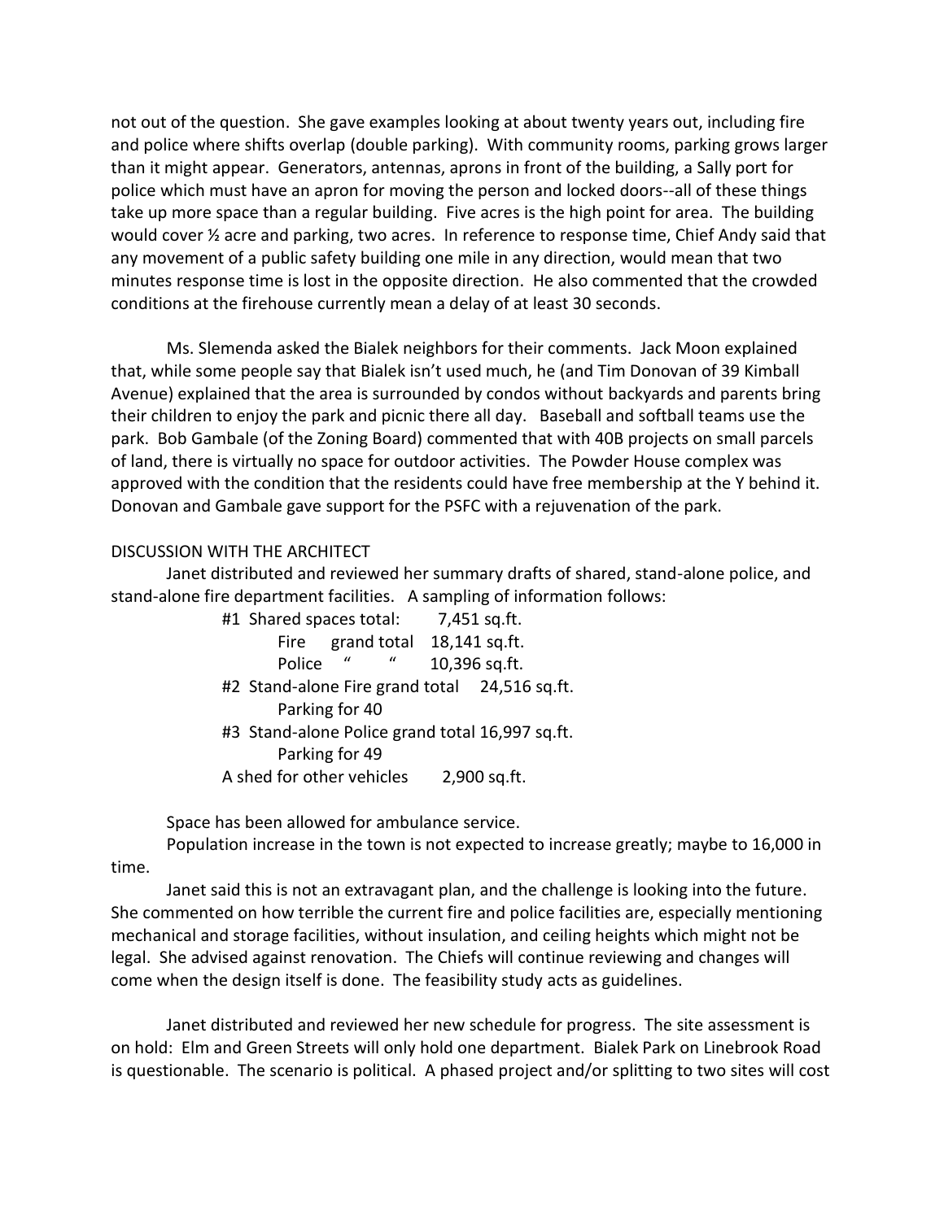not out of the question. She gave examples looking at about twenty years out, including fire and police where shifts overlap (double parking). With community rooms, parking grows larger than it might appear. Generators, antennas, aprons in front of the building, a Sally port for police which must have an apron for moving the person and locked doors--all of these things take up more space than a regular building. Five acres is the high point for area. The building would cover ½ acre and parking, two acres. In reference to response time, Chief Andy said that any movement of a public safety building one mile in any direction, would mean that two minutes response time is lost in the opposite direction. He also commented that the crowded conditions at the firehouse currently mean a delay of at least 30 seconds.

Ms. Slemenda asked the Bialek neighbors for their comments. Jack Moon explained that, while some people say that Bialek isn't used much, he (and Tim Donovan of 39 Kimball Avenue) explained that the area is surrounded by condos without backyards and parents bring their children to enjoy the park and picnic there all day. Baseball and softball teams use the park. Bob Gambale (of the Zoning Board) commented that with 40B projects on small parcels of land, there is virtually no space for outdoor activities. The Powder House complex was approved with the condition that the residents could have free membership at the Y behind it. Donovan and Gambale gave support for the PSFC with a rejuvenation of the park.

DISCUSSION WITH THE ARCHITECT

Janet distributed and reviewed her summary drafts of shared, stand-alone police, and stand-alone fire department facilities. A sampling of information follows:

#1 Shared spaces total: 7,451 sq.ft.
  Fire grand total 18,141 sq.ft.
  Police " " 10,396 sq.ft.
#2 Stand-alone Fire grand total 24,516 sq.ft.
  Parking for 40
#3 Stand-alone Police grand total 16,997 sq.ft.
  Parking for 49
A shed for other vehicles 2,900 sq.ft.

Space has been allowed for ambulance service.

Population increase in the town is not expected to increase greatly; maybe to 16,000 in time.

Janet said this is not an extravagant plan, and the challenge is looking into the future. She commented on how terrible the current fire and police facilities are, especially mentioning mechanical and storage facilities, without insulation, and ceiling heights which might not be legal. She advised against renovation. The Chiefs will continue reviewing and changes will come when the design itself is done. The feasibility study acts as guidelines.

Janet distributed and reviewed her new schedule for progress. The site assessment is on hold: Elm and Green Streets will only hold one department. Bialek Park on Linebrook Road is questionable. The scenario is political. A phased project and/or splitting to two sites will cost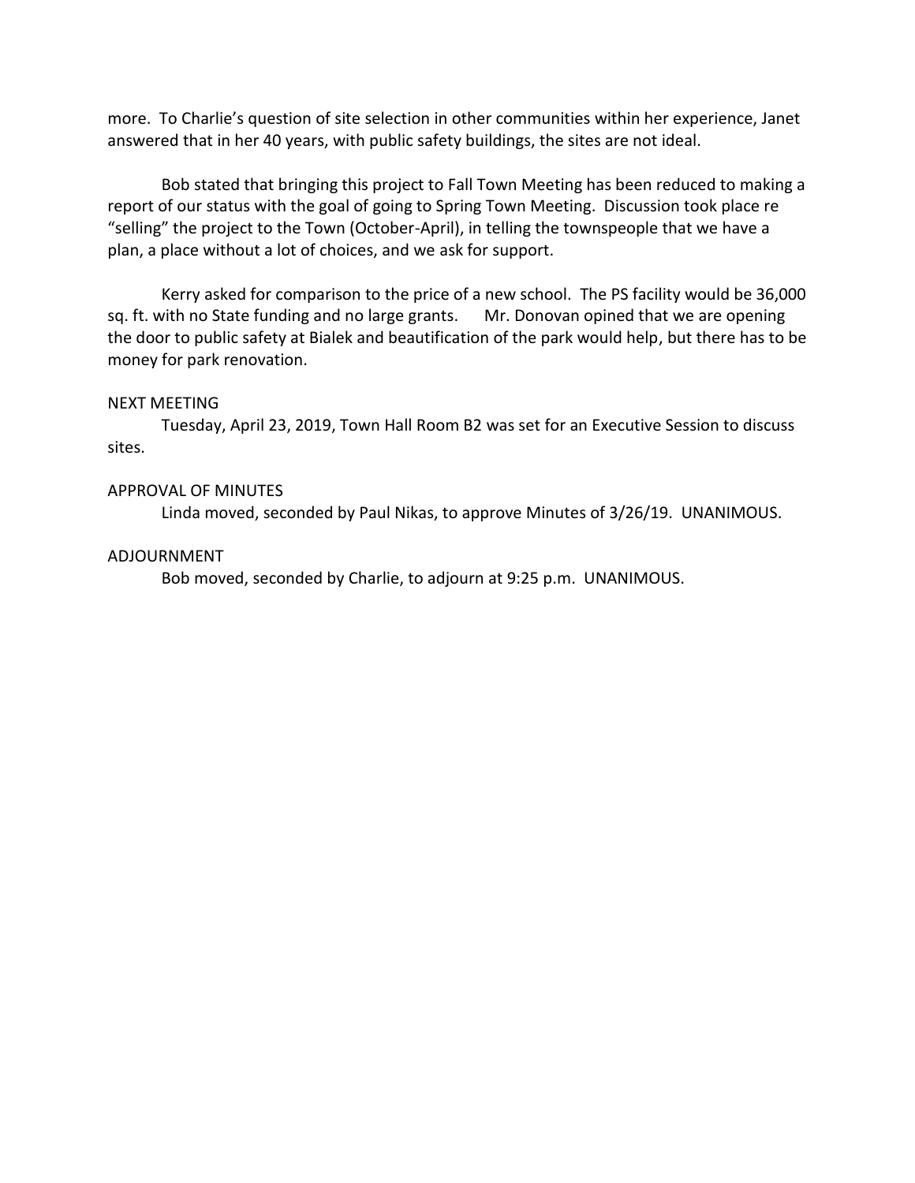more. To Charlie's question of site selection in other communities within her experience, Janet answered that in her 40 years, with public safety buildings, the sites are not ideal.

Bob stated that bringing this project to Fall Town Meeting has been reduced to making a report of our status with the goal of going to Spring Town Meeting. Discussion took place re "selling" the project to the Town (October-April), in telling the townspeople that we have a plan, a place without a lot of choices, and we ask for support.

Kerry asked for comparison to the price of a new school. The PS facility would be 36,000 sq. ft. with no State funding and no large grants. Mr. Donovan opined that we are opening the door to public safety at Bialek and beautification of the park would help, but there has to be money for park renovation.

NEXT MEETING

Tuesday, April 23, 2019, Town Hall Room B2 was set for an Executive Session to discuss sites.

APPROVAL OF MINUTES

Linda moved, seconded by Paul Nikas, to approve Minutes of 3/26/19. UNANIMOUS.

ADJOURNMENT

Bob moved, seconded by Charlie, to adjourn at 9:25 p.m. UNANIMOUS.